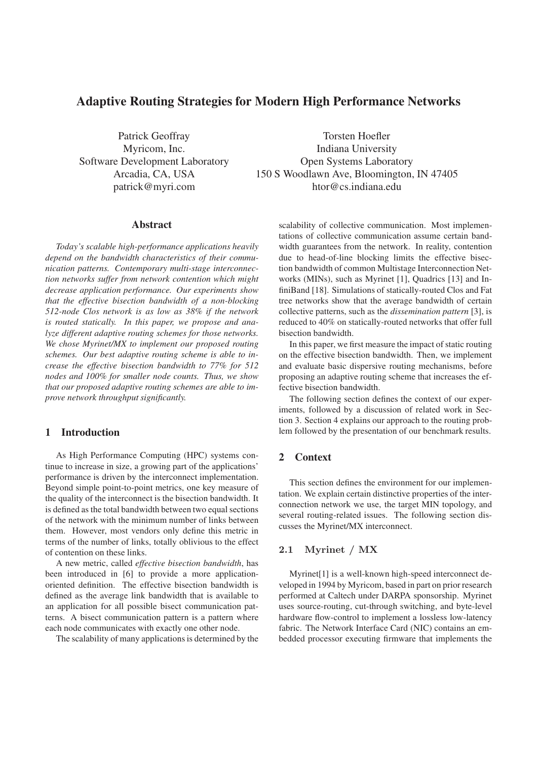# Adaptive Routing Strategies for Modern High Performance Networks

Patrick Geoffray
Myricom, Inc.
Software Development Laboratory
Arcadia, CA, USA
patrick@myri.com

Torsten Hoefler
Indiana University
Open Systems Laboratory
150 S Woodlawn Ave, Bloomington, IN 47405
htor@cs.indiana.edu

## Abstract

*Today's scalable high-performance applications heavily depend on the bandwidth characteristics of their communication patterns. Contemporary multi-stage interconnection networks suffer from network contention which might decrease application performance. Our experiments show that the effective bisection bandwidth of a non-blocking 512-node Clos network is as low as 38% if the network is routed statically. In this paper, we propose and analyze different adaptive routing schemes for those networks. We chose Myrinet/MX to implement our proposed routing schemes. Our best adaptive routing scheme is able to increase the effective bisection bandwidth to 77% for 512 nodes and 100% for smaller node counts. Thus, we show that our proposed adaptive routing schemes are able to improve network throughput significantly.*

## 1 Introduction

As High Performance Computing (HPC) systems continue to increase in size, a growing part of the applications' performance is driven by the interconnect implementation. Beyond simple point-to-point metrics, one key measure of the quality of the interconnect is the bisection bandwidth. It is defined as the total bandwidth between two equal sections of the network with the minimum number of links between them. However, most vendors only define this metric in terms of the number of links, totally oblivious to the effect of contention on these links.

A new metric, called *effective bisection bandwidth*, has been introduced in [6] to provide a more application-oriented definition. The effective bisection bandwidth is defined as the average link bandwidth that is available to an application for all possible bisect communication patterns. A bisect communication pattern is a pattern where each node communicates with exactly one other node.

The scalability of many applications is determined by the scalability of collective communication. Most implementations of collective communication assume certain bandwidth guarantees from the network. In reality, contention due to head-of-line blocking limits the effective bisection bandwidth of common Multistage Interconnection Networks (MINs), such as Myrinet [1], Quadrics [13] and InfiniBand [18]. Simulations of statically-routed Clos and Fat tree networks show that the average bandwidth of certain collective patterns, such as the *dissemination pattern* [3], is reduced to 40% on statically-routed networks that offer full bisection bandwidth.

In this paper, we first measure the impact of static routing on the effective bisection bandwidth. Then, we implement and evaluate basic dispersive routing mechanisms, before proposing an adaptive routing scheme that increases the effective bisection bandwidth.

The following section defines the context of our experiments, followed by a discussion of related work in Section 3. Section 4 explains our approach to the routing problem followed by the presentation of our benchmark results.

## 2 Context

This section defines the environment for our implementation. We explain certain distinctive properties of the interconnection network we use, the target MIN topology, and several routing-related issues. The following section discusses the Myrinet/MX interconnect.

### 2.1 Myrinet / MX

Myrinet[1] is a well-known high-speed interconnect developed in 1994 by Myricom, based in part on prior research performed at Caltech under DARPA sponsorship. Myrinet uses source-routing, cut-through switching, and byte-level hardware flow-control to implement a lossless low-latency fabric. The Network Interface Card (NIC) contains an embedded processor executing firmware that implements the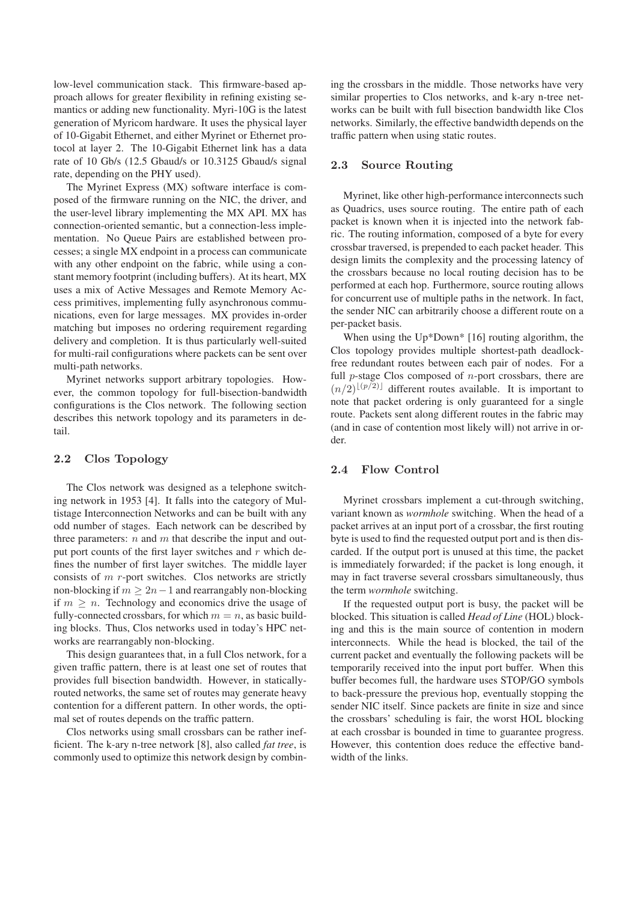low-level communication stack. This firmware-based approach allows for greater flexibility in refining existing semantics or adding new functionality. Myri-10G is the latest generation of Myricom hardware. It uses the physical layer of 10-Gigabit Ethernet, and either Myrinet or Ethernet protocol at layer 2. The 10-Gigabit Ethernet link has a data rate of 10 Gb/s (12.5 Gbaud/s or 10.3125 Gbaud/s signal rate, depending on the PHY used).

The Myrinet Express (MX) software interface is composed of the firmware running on the NIC, the driver, and the user-level library implementing the MX API. MX has connection-oriented semantic, but a connection-less implementation. No Queue Pairs are established between processes; a single MX endpoint in a process can communicate with any other endpoint on the fabric, while using a constant memory footprint (including buffers). At its heart, MX uses a mix of Active Messages and Remote Memory Access primitives, implementing fully asynchronous communications, even for large messages. MX provides in-order matching but imposes no ordering requirement regarding delivery and completion. It is thus particularly well-suited for multi-rail configurations where packets can be sent over multi-path networks.

Myrinet networks support arbitrary topologies. However, the common topology for full-bisection-bandwidth configurations is the Clos network. The following section describes this network topology and its parameters in detail.

### 2.2 Clos Topology

The Clos network was designed as a telephone switching network in 1953 [4]. It falls into the category of Multistage Interconnection Networks and can be built with any odd number of stages. Each network can be described by three parameters: $n$ and $m$ that describe the input and output port counts of the first layer switches and $r$ which defines the number of first layer switches. The middle layer consists of $m$ $r$-port switches. Clos networks are strictly non-blocking if $m \geq 2n - 1$ and rearrangably non-blocking if $m \geq n$. Technology and economics drive the usage of fully-connected crossbars, for which $m = n$, as basic building blocks. Thus, Clos networks used in today's HPC networks are rearrangably non-blocking.

This design guarantees that, in a full Clos network, for a given traffic pattern, there is at least one set of routes that provides full bisection bandwidth. However, in statically-routed networks, the same set of routes may generate heavy contention for a different pattern. In other words, the optimal set of routes depends on the traffic pattern.

Clos networks using small crossbars can be rather inefficient. The k-ary n-tree network [8], also called *fat tree*, is commonly used to optimize this network design by combining the crossbars in the middle. Those networks have very similar properties to Clos networks, and k-ary n-tree networks can be built with full bisection bandwidth like Clos networks. Similarly, the effective bandwidth depends on the traffic pattern when using static routes.

### 2.3 Source Routing

Myrinet, like other high-performance interconnects such as Quadrics, uses source routing. The entire path of each packet is known when it is injected into the network fabric. The routing information, composed of a byte for every crossbar traversed, is prepended to each packet header. This design limits the complexity and the processing latency of the crossbars because no local routing decision has to be performed at each hop. Furthermore, source routing allows for concurrent use of multiple paths in the network. In fact, the sender NIC can arbitrarily choose a different route on a per-packet basis.

When using the Up\*Down\* [16] routing algorithm, the Clos topology provides multiple shortest-path deadlock-free redundant routes between each pair of nodes. For a full $p$-stage Clos composed of $n$-port crossbars, there are $(n/2)^{\lfloor (p/2) \rfloor}$ different routes available. It is important to note that packet ordering is only guaranteed for a single route. Packets sent along different routes in the fabric may (and in case of contention most likely will) not arrive in order.

### 2.4 Flow Control

Myrinet crossbars implement a cut-through switching, variant known as *wormhole* switching. When the head of a packet arrives at an input port of a crossbar, the first routing byte is used to find the requested output port and is then discarded. If the output port is unused at this time, the packet is immediately forwarded; if the packet is long enough, it may in fact traverse several crossbars simultaneously, thus the term *wormhole* switching.

If the requested output port is busy, the packet will be blocked. This situation is called *Head of Line* (HOL) blocking and this is the main source of contention in modern interconnects. While the head is blocked, the tail of the current packet and eventually the following packets will be temporarily received into the input port buffer. When this buffer becomes full, the hardware uses STOP/GO symbols to back-pressure the previous hop, eventually stopping the sender NIC itself. Since packets are finite in size and since the crossbars' scheduling is fair, the worst HOL blocking at each crossbar is bounded in time to guarantee progress. However, this contention does reduce the effective bandwidth of the links.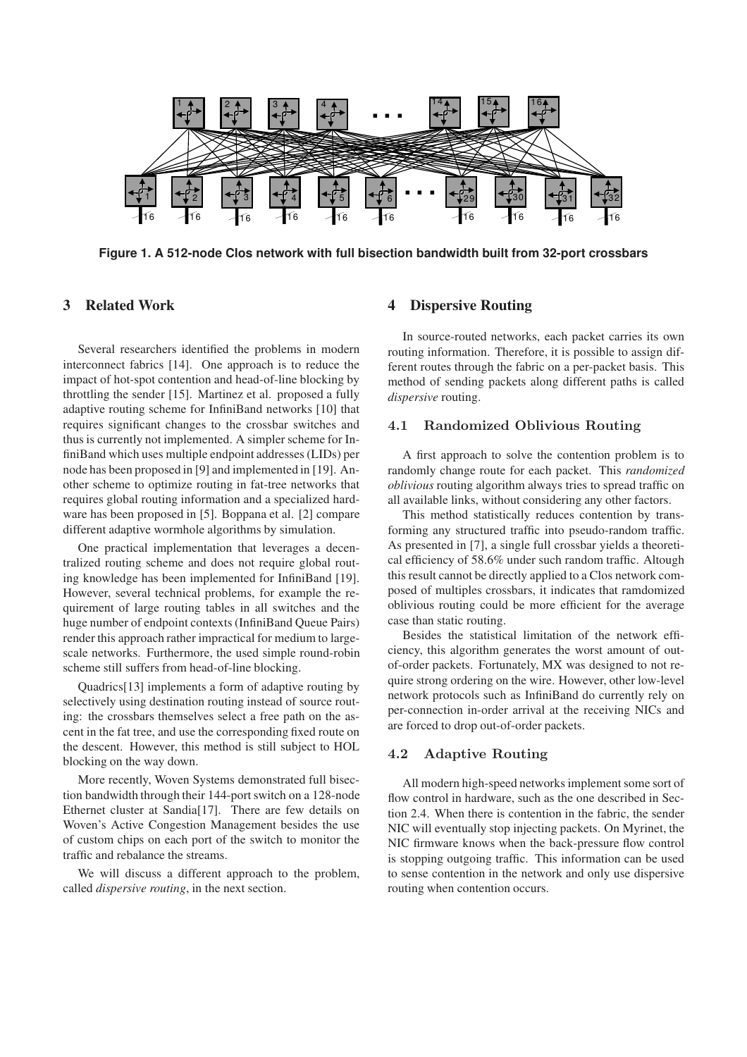Figure 1. A 512-node Clos network with full bisection bandwidth built from 32-port crossbars

## 3 Related Work

Several researchers identified the problems in modern interconnect fabrics [14]. One approach is to reduce the impact of hot-spot contention and head-of-line blocking by throttling the sender [15]. Martinez et al. proposed a fully adaptive routing scheme for InfiniBand networks [10] that requires significant changes to the crossbar switches and thus is currently not implemented. A simpler scheme for InfiniBand which uses multiple endpoint addresses (LIDs) per node has been proposed in [9] and implemented in [19]. Another scheme to optimize routing in fat-tree networks that requires global routing information and a specialized hardware has been proposed in [5]. Boppana et al. [2] compare different adaptive wormhole algorithms by simulation.

One practical implementation that leverages a decentralized routing scheme and does not require global routing knowledge has been implemented for InfiniBand [19]. However, several technical problems, for example the requirement of large routing tables in all switches and the huge number of endpoint contexts (InfiniBand Queue Pairs) render this approach rather impractical for medium to large-scale networks. Furthermore, the used simple round-robin scheme still suffers from head-of-line blocking.

Quadrics[13] implements a form of adaptive routing by selectively using destination routing instead of source routing: the crossbars themselves select a free path on the ascent in the fat tree, and use the corresponding fixed route on the descent. However, this method is still subject to HOL blocking on the way down.

More recently, Woven Systems demonstrated full bisection bandwidth through their 144-port switch on a 128-node Ethernet cluster at Sandia[17]. There are few details on Woven's Active Congestion Management besides the use of custom chips on each port of the switch to monitor the traffic and rebalance the streams.

We will discuss a different approach to the problem, called *dispersive routing*, in the next section.

## 4 Dispersive Routing

In source-routed networks, each packet carries its own routing information. Therefore, it is possible to assign different routes through the fabric on a per-packet basis. This method of sending packets along different paths is called *dispersive* routing.

### 4.1 Randomized Oblivious Routing

A first approach to solve the contention problem is to randomly change route for each packet. This *randomized oblivious* routing algorithm always tries to spread traffic on all available links, without considering any other factors.

This method statistically reduces contention by transforming any structured traffic into pseudo-random traffic. As presented in [7], a single full crossbar yields a theoretical efficiency of 58.6% under such random traffic. Altough this result cannot be directly applied to a Clos network composed of multiples crossbars, it indicates that ramdomized oblivious routing could be more efficient for the average case than static routing.

Besides the statistical limitation of the network efficiency, this algorithm generates the worst amount of out-of-order packets. Fortunately, MX was designed to not require strong ordering on the wire. However, other low-level network protocols such as InfiniBand do currently rely on per-connection in-order arrival at the receiving NICs and are forced to drop out-of-order packets.

### 4.2 Adaptive Routing

All modern high-speed networks implement some sort of flow control in hardware, such as the one described in Section 2.4. When there is contention in the fabric, the sender NIC will eventually stop injecting packets. On Myrinet, the NIC firmware knows when the back-pressure flow control is stopping outgoing traffic. This information can be used to sense contention in the network and only use dispersive routing when contention occurs.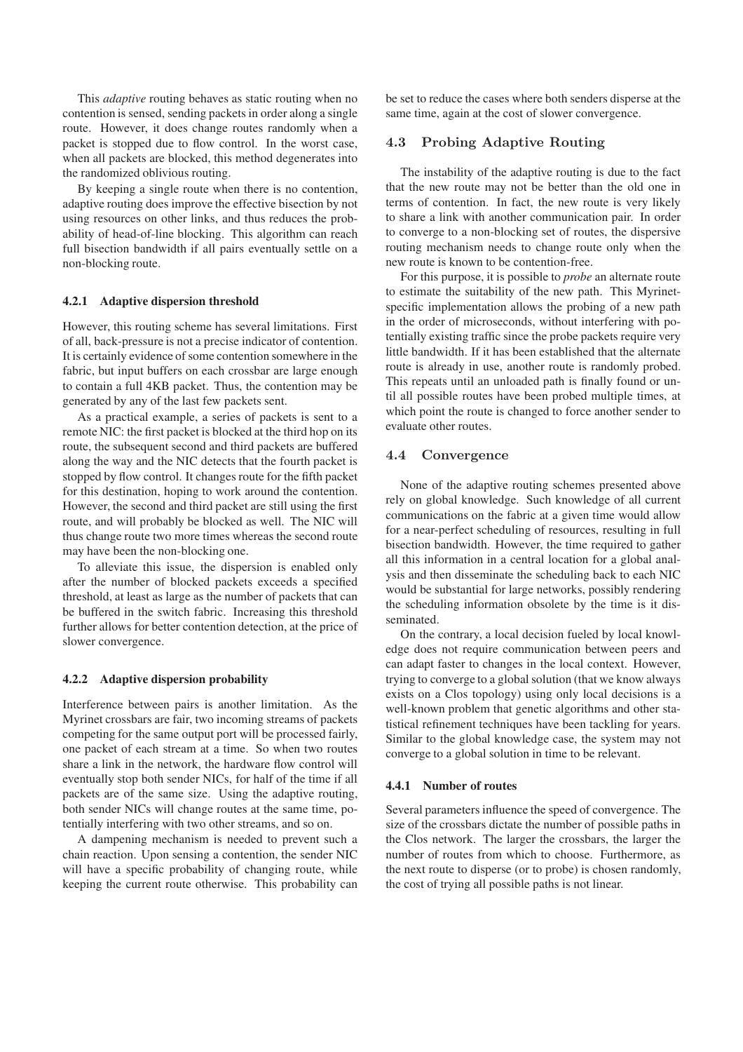This *adaptive* routing behaves as static routing when no contention is sensed, sending packets in order along a single route. However, it does change routes randomly when a packet is stopped due to flow control. In the worst case, when all packets are blocked, this method degenerates into the randomized oblivious routing.

By keeping a single route when there is no contention, adaptive routing does improve the effective bisection by not using resources on other links, and thus reduces the probability of head-of-line blocking. This algorithm can reach full bisection bandwidth if all pairs eventually settle on a non-blocking route.

#### 4.2.1 Adaptive dispersion threshold

However, this routing scheme has several limitations. First of all, back-pressure is not a precise indicator of contention. It is certainly evidence of some contention somewhere in the fabric, but input buffers on each crossbar are large enough to contain a full 4KB packet. Thus, the contention may be generated by any of the last few packets sent.

As a practical example, a series of packets is sent to a remote NIC: the first packet is blocked at the third hop on its route, the subsequent second and third packets are buffered along the way and the NIC detects that the fourth packet is stopped by flow control. It changes route for the fifth packet for this destination, hoping to work around the contention. However, the second and third packet are still using the first route, and will probably be blocked as well. The NIC will thus change route two more times whereas the second route may have been the non-blocking one.

To alleviate this issue, the dispersion is enabled only after the number of blocked packets exceeds a specified threshold, at least as large as the number of packets that can be buffered in the switch fabric. Increasing this threshold further allows for better contention detection, at the price of slower convergence.

#### 4.2.2 Adaptive dispersion probability

Interference between pairs is another limitation. As the Myrinet crossbars are fair, two incoming streams of packets competing for the same output port will be processed fairly, one packet of each stream at a time. So when two routes share a link in the network, the hardware flow control will eventually stop both sender NICs, for half of the time if all packets are of the same size. Using the adaptive routing, both sender NICs will change routes at the same time, potentially interfering with two other streams, and so on.

A dampening mechanism is needed to prevent such a chain reaction. Upon sensing a contention, the sender NIC will have a specific probability of changing route, while keeping the current route otherwise. This probability can be set to reduce the cases where both senders disperse at the same time, again at the cost of slower convergence.

### 4.3 Probing Adaptive Routing

The instability of the adaptive routing is due to the fact that the new route may not be better than the old one in terms of contention. In fact, the new route is very likely to share a link with another communication pair. In order to converge to a non-blocking set of routes, the dispersive routing mechanism needs to change route only when the new route is known to be contention-free.

For this purpose, it is possible to *probe* an alternate route to estimate the suitability of the new path. This Myrinet-specific implementation allows the probing of a new path in the order of microseconds, without interfering with potentially existing traffic since the probe packets require very little bandwidth. If it has been established that the alternate route is already in use, another route is randomly probed. This repeats until an unloaded path is finally found or until all possible routes have been probed multiple times, at which point the route is changed to force another sender to evaluate other routes.

### 4.4 Convergence

None of the adaptive routing schemes presented above rely on global knowledge. Such knowledge of all current communications on the fabric at a given time would allow for a near-perfect scheduling of resources, resulting in full bisection bandwidth. However, the time required to gather all this information in a central location for a global analysis and then disseminate the scheduling back to each NIC would be substantial for large networks, possibly rendering the scheduling information obsolete by the time is it disseminated.

On the contrary, a local decision fueled by local knowledge does not require communication between peers and can adapt faster to changes in the local context. However, trying to converge to a global solution (that we know always exists on a Clos topology) using only local decisions is a well-known problem that genetic algorithms and other statistical refinement techniques have been tackling for years. Similar to the global knowledge case, the system may not converge to a global solution in time to be relevant.

#### 4.4.1 Number of routes

Several parameters influence the speed of convergence. The size of the crossbars dictate the number of possible paths in the Clos network. The larger the crossbars, the larger the number of routes from which to choose. Furthermore, as the next route to disperse (or to probe) is chosen randomly, the cost of trying all possible paths is not linear.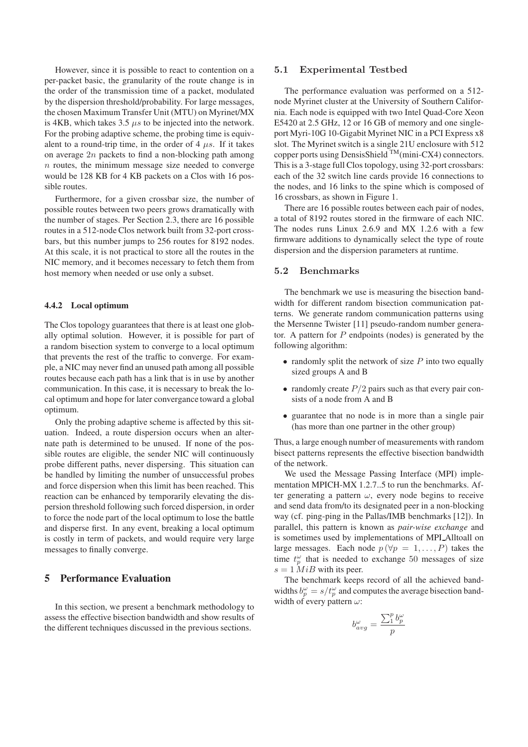However, since it is possible to react to contention on a per-packet basic, the granularity of the route change is in the order of the transmission time of a packet, modulated by the dispersion threshold/probability. For large messages, the chosen Maximum Transfer Unit (MTU) on Myrinet/MX is 4KB, which takes 3.5 $\mu s$ to be injected into the network. For the probing adaptive scheme, the probing time is equivalent to a round-trip time, in the order of 4 $\mu s$. If it takes on average $2n$ packets to find a non-blocking path among $n$ routes, the minimum message size needed to converge would be 128 KB for 4 KB packets on a Clos with 16 possible routes.

Furthermore, for a given crossbar size, the number of possible routes between two peers grows dramatically with the number of stages. Per Section 2.3, there are 16 possible routes in a 512-node Clos network built from 32-port crossbars, but this number jumps to 256 routes for 8192 nodes. At this scale, it is not practical to store all the routes in the NIC memory, and it becomes necessary to fetch them from host memory when needed or use only a subset.

#### 4.4.2 Local optimum

The Clos topology guarantees that there is at least one globally optimal solution. However, it is possible for part of a random bisection system to converge to a local optimum that prevents the rest of the traffic to converge. For example, a NIC may never find an unused path among all possible routes because each path has a link that is in use by another communication. In this case, it is necessary to break the local optimum and hope for later convergance toward a global optimum.

Only the probing adaptive scheme is affected by this situation. Indeed, a route dispersion occurs when an alternate path is determined to be unused. If none of the possible routes are eligible, the sender NIC will continuously probe different paths, never dispersing. This situation can be handled by limiting the number of unsuccessful probes and force dispersion when this limit has been reached. This reaction can be enhanced by temporarily elevating the dispersion threshold following such forced dispersion, in order to force the node part of the local optimum to lose the battle and disperse first. In any event, breaking a local optimum is costly in term of packets, and would require very large messages to finally converge.

## 5 Performance Evaluation

In this section, we present a benchmark methodology to assess the effective bisection bandwidth and show results of the different techniques discussed in the previous sections.

### 5.1 Experimental Testbed

The performance evaluation was performed on a 512-node Myrinet cluster at the University of Southern California. Each node is equipped with two Intel Quad-Core Xeon E5420 at 2.5 GHz, 12 or 16 GB of memory and one single-port Myri-10G 10-Gigabit Myrinet NIC in a PCI Express x8 slot. The Myrinet switch is a single 21U enclosure with 512 copper ports using DensisShield TM(mini-CX4) connectors. This is a 3-stage full Clos topology, using 32-port crossbars: each of the 32 switch line cards provide 16 connections to the nodes, and 16 links to the spine which is composed of 16 crossbars, as shown in Figure 1.

There are 16 possible routes between each pair of nodes, a total of 8192 routes stored in the firmware of each NIC. The nodes runs Linux 2.6.9 and MX 1.2.6 with a few firmware additions to dynamically select the type of route dispersion and the dispersion parameters at runtime.

### 5.2 Benchmarks

The benchmark we use is measuring the bisection bandwidth for different random bisection communication patterns. We generate random communication patterns using the Mersenne Twister [11] pseudo-random number generator. A pattern for $P$ endpoints (nodes) is generated by the following algorithm:

- randomly split the network of size $P$ into two equally sized groups A and B
- randomly create $P/2$ pairs such as that every pair consists of a node from A and B
- guarantee that no node is in more than a single pair (has more than one partner in the other group)

Thus, a large enough number of measurements with random bisect patterns represents the effective bisection bandwidth of the network.

We used the Message Passing Interface (MPI) implementation MPICH-MX 1.2.7..5 to run the benchmarks. After generating a pattern $\omega$, every node begins to receive and send data from/to its designated peer in a non-blocking way (cf. ping-ping in the Pallas/IMB benchmarks [12]). In parallel, this pattern is known as *pair-wise exchange* and is sometimes used by implementations of MPI_Alltoall on large messages. Each node $p\,(\forall p = 1, \ldots, P)$ takes the time $t_p^\omega$ that is needed to exchange 50 messages of size $s = 1\,MiB$ with its peer.

The benchmark keeps record of all the achieved bandwidths $b_p^\omega = s/t_p^\omega$ and computes the average bisection bandwidth of every pattern $\omega$:

$$b_{avg}^\omega = \frac{\sum_1^p b_p^\omega}{p}$$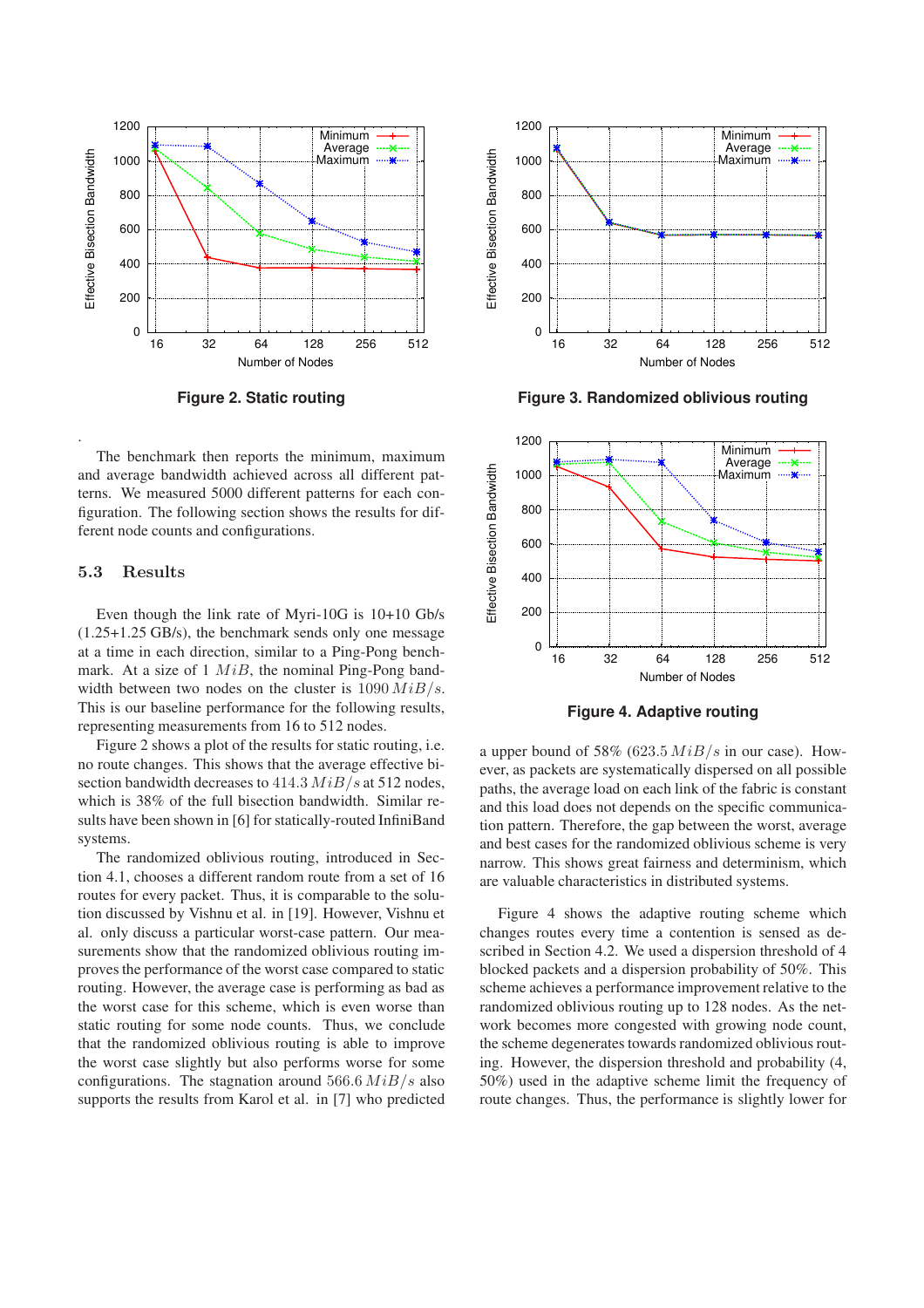**Figure 2. Static routing**

**Figure 3. Randomized oblivious routing**

**Figure 4. Adaptive routing**

.

The benchmark then reports the minimum, maximum and average bandwidth achieved across all different patterns. We measured 5000 different patterns for each configuration. The following section shows the results for different node counts and configurations.

## 5.3 Results

Even though the link rate of Myri-10G is 10+10 Gb/s (1.25+1.25 GB/s), the benchmark sends only one message at a time in each direction, similar to a Ping-Pong benchmark. At a size of 1 $MiB$, the nominal Ping-Pong bandwidth between two nodes on the cluster is 1090 $MiB/s$. This is our baseline performance for the following results, representing measurements from 16 to 512 nodes.

Figure 2 shows a plot of the results for static routing, i.e. no route changes. This shows that the average effective bisection bandwidth decreases to 414.3 $MiB/s$ at 512 nodes, which is 38% of the full bisection bandwidth. Similar results have been shown in [6] for statically-routed InfiniBand systems.

The randomized oblivious routing, introduced in Section 4.1, chooses a different random route from a set of 16 routes for every packet. Thus, it is comparable to the solution discussed by Vishnu et al. in [19]. However, Vishnu et al. only discuss a particular worst-case pattern. Our measurements show that the randomized oblivious routing improves the performance of the worst case compared to static routing. However, the average case is performing as bad as the worst case for this scheme, which is even worse than static routing for some node counts. Thus, we conclude that the randomized oblivious routing is able to improve the worst case slightly but also performs worse for some configurations. The stagnation around 566.6 $MiB/s$ also supports the results from Karol et al. in [7] who predicted a upper bound of 58% (623.5 $MiB/s$ in our case). However, as packets are systematically dispersed on all possible paths, the average load on each link of the fabric is constant and this load does not depends on the specific communication pattern. Therefore, the gap between the worst, average and best cases for the randomized oblivious scheme is very narrow. This shows great fairness and determinism, which are valuable characteristics in distributed systems.

Figure 4 shows the adaptive routing scheme which changes routes every time a contention is sensed as described in Section 4.2. We used a dispersion threshold of 4 blocked packets and a dispersion probability of 50%. This scheme achieves a performance improvement relative to the randomized oblivious routing up to 128 nodes. As the network becomes more congested with growing node count, the scheme degenerates towards randomized oblivious routing. However, the dispersion threshold and probability (4, 50%) used in the adaptive scheme limit the frequency of route changes. Thus, the performance is slightly lower for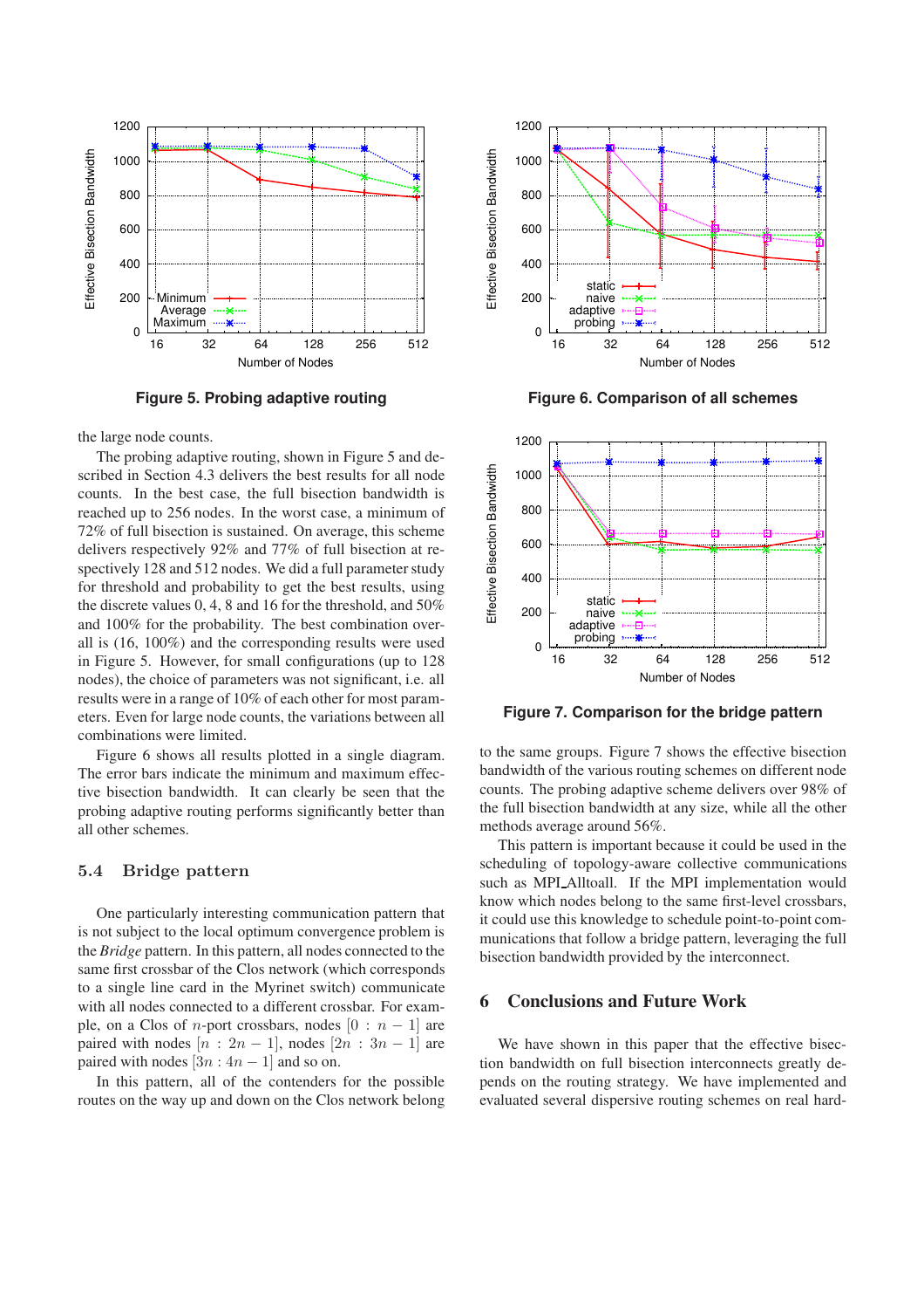**Figure 5. Probing adaptive routing**

**Figure 6. Comparison of all schemes**

**Figure 7. Comparison for the bridge pattern**

the large node counts.

The probing adaptive routing, shown in Figure 5 and described in Section 4.3 delivers the best results for all node counts. In the best case, the full bisection bandwidth is reached up to 256 nodes. In the worst case, a minimum of 72% of full bisection is sustained. On average, this scheme delivers respectively 92% and 77% of full bisection at respectively 128 and 512 nodes. We did a full parameter study for threshold and probability to get the best results, using the discrete values 0, 4, 8 and 16 for the threshold, and 50% and 100% for the probability. The best combination overall is (16, 100%) and the corresponding results were used in Figure 5. However, for small configurations (up to 128 nodes), the choice of parameters was not significant, i.e. all results were in a range of 10% of each other for most parameters. Even for large node counts, the variations between all combinations were limited.

Figure 6 shows all results plotted in a single diagram. The error bars indicate the minimum and maximum effective bisection bandwidth. It can clearly be seen that the probing adaptive routing performs significantly better than all other schemes.

### 5.4 Bridge pattern

One particularly interesting communication pattern that is not subject to the local optimum convergence problem is the *Bridge* pattern. In this pattern, all nodes connected to the same first crossbar of the Clos network (which corresponds to a single line card in the Myrinet switch) communicate with all nodes connected to a different crossbar. For example, on a Clos of $n$-port crossbars, nodes $[0 : n-1]$ are paired with nodes $[n : 2n-1]$, nodes $[2n : 3n-1]$ are paired with nodes $[3n : 4n-1]$ and so on.

In this pattern, all of the contenders for the possible routes on the way up and down on the Clos network belong to the same groups. Figure 7 shows the effective bisection bandwidth of the various routing schemes on different node counts. The probing adaptive scheme delivers over 98% of the full bisection bandwidth at any size, while all the other methods average around 56%.

This pattern is important because it could be used in the scheduling of topology-aware collective communications such as MPI_Alltoall. If the MPI implementation would know which nodes belong to the same first-level crossbars, it could use this knowledge to schedule point-to-point communications that follow a bridge pattern, leveraging the full bisection bandwidth provided by the interconnect.

## 6 Conclusions and Future Work

We have shown in this paper that the effective bisection bandwidth on full bisection interconnects greatly depends on the routing strategy. We have implemented and evaluated several dispersive routing schemes on real hard-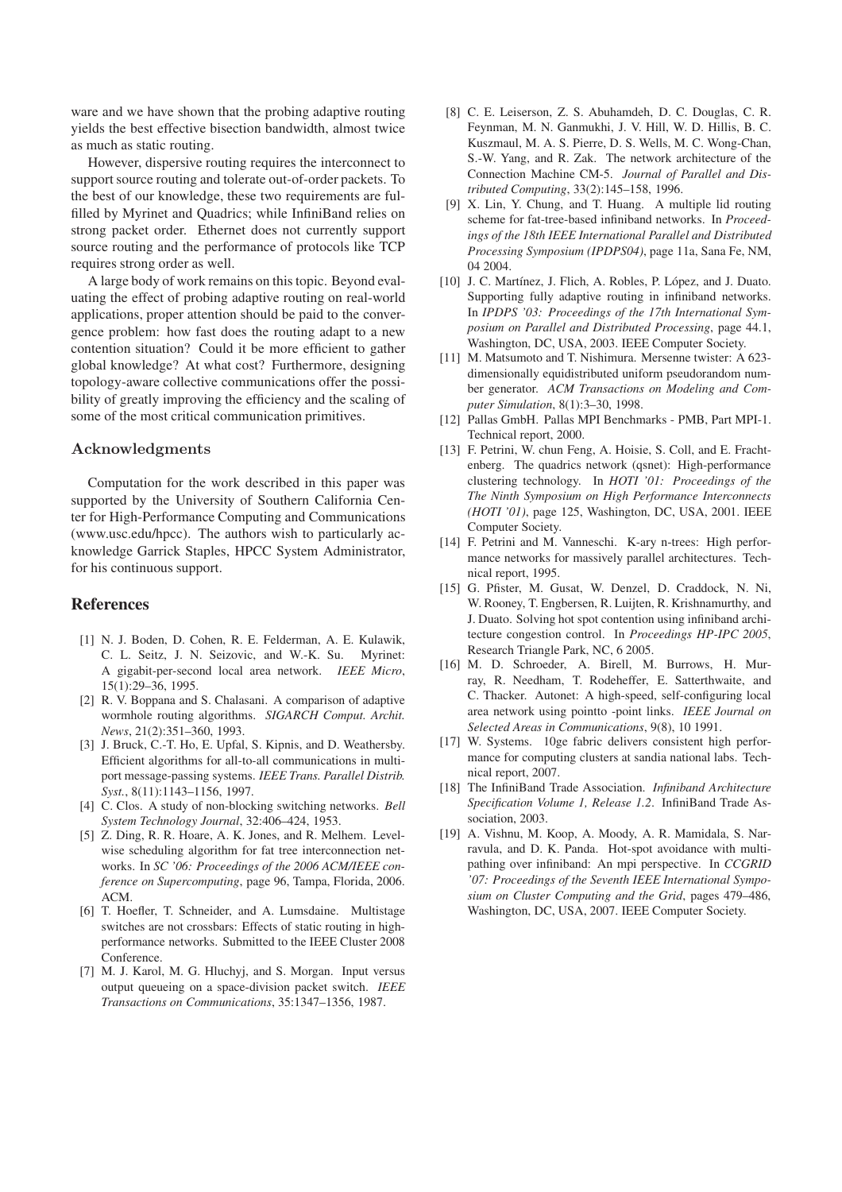ware and we have shown that the probing adaptive routing yields the best effective bisection bandwidth, almost twice as much as static routing.

However, dispersive routing requires the interconnect to support source routing and tolerate out-of-order packets. To the best of our knowledge, these two requirements are fulfilled by Myrinet and Quadrics; while InfiniBand relies on strong packet order. Ethernet does not currently support source routing and the performance of protocols like TCP requires strong order as well.

A large body of work remains on this topic. Beyond evaluating the effect of probing adaptive routing on real-world applications, proper attention should be paid to the convergence problem: how fast does the routing adapt to a new contention situation? Could it be more efficient to gather global knowledge? At what cost? Furthermore, designing topology-aware collective communications offer the possibility of greatly improving the efficiency and the scaling of some of the most critical communication primitives.

### Acknowledgments

Computation for the work described in this paper was supported by the University of Southern California Center for High-Performance Computing and Communications (www.usc.edu/hpcc). The authors wish to particularly acknowledge Garrick Staples, HPCC System Administrator, for his continuous support.

## References

[1] N. J. Boden, D. Cohen, R. E. Felderman, A. E. Kulawik, C. L. Seitz, J. N. Seizovic, and W.-K. Su. Myrinet: A gigabit-per-second local area network. *IEEE Micro*, 15(1):29–36, 1995.

[2] R. V. Boppana and S. Chalasani. A comparison of adaptive wormhole routing algorithms. *SIGARCH Comput. Archit. News*, 21(2):351–360, 1993.

[3] J. Bruck, C.-T. Ho, E. Upfal, S. Kipnis, and D. Weathersby. Efficient algorithms for all-to-all communications in multiport message-passing systems. *IEEE Trans. Parallel Distrib. Syst.*, 8(11):1143–1156, 1997.

[4] C. Clos. A study of non-blocking switching networks. *Bell System Technology Journal*, 32:406–424, 1953.

[5] Z. Ding, R. R. Hoare, A. K. Jones, and R. Melhem. Levelwise scheduling algorithm for fat tree interconnection networks. In *SC '06: Proceedings of the 2006 ACM/IEEE conference on Supercomputing*, page 96, Tampa, Florida, 2006. ACM.

[6] T. Hoefler, T. Schneider, and A. Lumsdaine. Multistage switches are not crossbars: Effects of static routing in high-performance networks. Submitted to the IEEE Cluster 2008 Conference.

[7] M. J. Karol, M. G. Hluchyj, and S. Morgan. Input versus output queueing on a space-division packet switch. *IEEE Transactions on Communications*, 35:1347–1356, 1987.

[8] C. E. Leiserson, Z. S. Abuhamdeh, D. C. Douglas, C. R. Feynman, M. N. Ganmukhi, J. V. Hill, W. D. Hillis, B. C. Kuszmaul, M. A. S. Pierre, D. S. Wells, M. C. Wong-Chan, S.-W. Yang, and R. Zak. The network architecture of the Connection Machine CM-5. *Journal of Parallel and Distributed Computing*, 33(2):145–158, 1996.

[9] X. Lin, Y. Chung, and T. Huang. A multiple lid routing scheme for fat-tree-based infiniband networks. In *Proceedings of the 18th IEEE International Parallel and Distributed Processing Symposium (IPDPS04)*, page 11a, Sana Fe, NM, 04 2004.

[10] J. C. Martínez, J. Flich, A. Robles, P. López, and J. Duato. Supporting fully adaptive routing in infiniband networks. In *IPDPS '03: Proceedings of the 17th International Symposium on Parallel and Distributed Processing*, page 44.1, Washington, DC, USA, 2003. IEEE Computer Society.

[11] M. Matsumoto and T. Nishimura. Mersenne twister: A 623-dimensionally equidistributed uniform pseudorandom number generator. *ACM Transactions on Modeling and Computer Simulation*, 8(1):3–30, 1998.

[12] Pallas GmbH. Pallas MPI Benchmarks - PMB, Part MPI-1. Technical report, 2000.

[13] F. Petrini, W. chun Feng, A. Hoisie, S. Coll, and E. Frachtenberg. The quadrics network (qsnet): High-performance clustering technology. In *HOTI '01: Proceedings of the The Ninth Symposium on High Performance Interconnects (HOTI '01)*, page 125, Washington, DC, USA, 2001. IEEE Computer Society.

[14] F. Petrini and M. Vanneschi. K-ary n-trees: High performance networks for massively parallel architectures. Technical report, 1995.

[15] G. Pfister, M. Gusat, W. Denzel, D. Craddock, N. Ni, W. Rooney, T. Engbersen, R. Luijten, R. Krishnamurthy, and J. Duato. Solving hot spot contention using infiniband architecture congestion control. In *Proceedings HP-IPC 2005*, Research Triangle Park, NC, 6 2005.

[16] M. D. Schroeder, A. Birell, M. Burrows, H. Murray, R. Needham, T. Rodeheffer, E. Satterthwaite, and C. Thacker. Autonet: A high-speed, self-configuring local area network using pointto -point links. *IEEE Journal on Selected Areas in Communications*, 9(8), 10 1991.

[17] W. Systems. 10ge fabric delivers consistent high performance for computing clusters at sandia national labs. Technical report, 2007.

[18] The InfiniBand Trade Association. *Infiniband Architecture Specification Volume 1, Release 1.2*. InfiniBand Trade Association, 2003.

[19] A. Vishnu, M. Koop, A. Moody, A. R. Mamidala, S. Narravula, and D. K. Panda. Hot-spot avoidance with multipathing over infiniband: An mpi perspective. In *CCGRID '07: Proceedings of the Seventh IEEE International Symposium on Cluster Computing and the Grid*, pages 479–486, Washington, DC, USA, 2007. IEEE Computer Society.